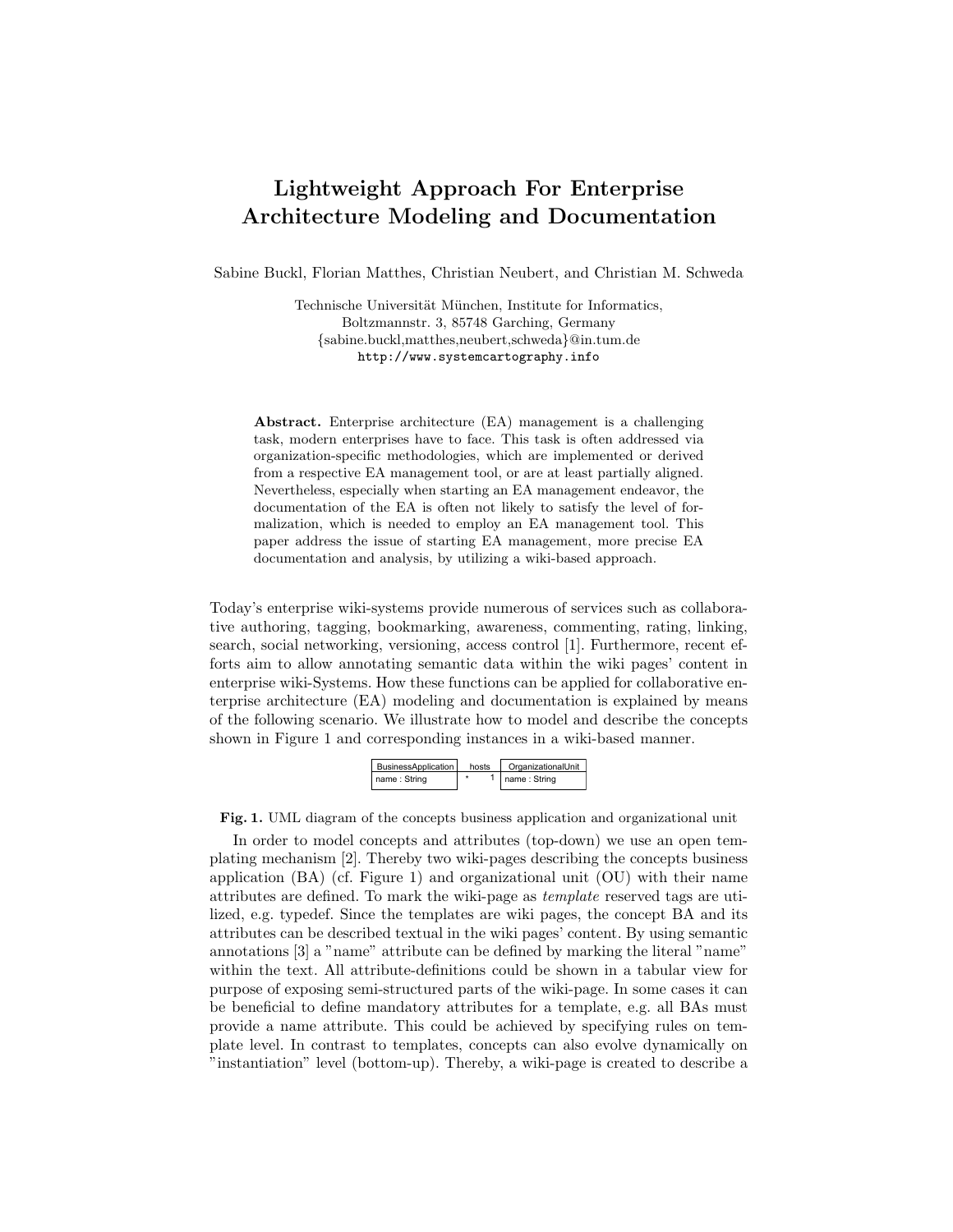# Lightweight Approach For Enterprise Architecture Modeling and Documentation

Sabine Buckl, Florian Matthes, Christian Neubert, and Christian M. Schweda

Technische Universität München, Institute for Informatics,
Boltzmannstr. 3, 85748 Garching, Germany
{sabine.buckl,matthes,neubert,schweda}@in.tum.de
http://www.systemcartography.info

**Abstract.** Enterprise architecture (EA) management is a challenging task, modern enterprises have to face. This task is often addressed via organization-specific methodologies, which are implemented or derived from a respective EA management tool, or are at least partially aligned. Nevertheless, especially when starting an EA management endeavor, the documentation of the EA is often not likely to satisfy the level of formalization, which is needed to employ an EA management tool. This paper address the issue of starting EA management, more precise EA documentation and analysis, by utilizing a wiki-based approach.

Today's enterprise wiki-systems provide numerous of services such as collaborative authoring, tagging, bookmarking, awareness, commenting, rating, linking, search, social networking, versioning, access control [1]. Furthermore, recent efforts aim to allow annotating semantic data within the wiki pages' content in enterprise wiki-Systems. How these functions can be applied for collaborative enterprise architecture (EA) modeling and documentation is explained by means of the following scenario. We illustrate how to model and describe the concepts shown in Figure 1 and corresponding instances in a wiki-based manner.

| BusinessApplication | hosts | OrganizationalUnit |
|---|---|---|
| name : String | * 1 | name : String |

**Fig. 1.** UML diagram of the concepts business application and organizational unit

In order to model concepts and attributes (top-down) we use an open templating mechanism [2]. Thereby two wiki-pages describing the concepts business application (BA) (cf. Figure 1) and organizational unit (OU) with their name attributes are defined. To mark the wiki-page as *template* reserved tags are utilized, e.g. typedef. Since the templates are wiki pages, the concept BA and its attributes can be described textual in the wiki pages' content. By using semantic annotations [3] a "name" attribute can be defined by marking the literal "name" within the text. All attribute-definitions could be shown in a tabular view for purpose of exposing semi-structured parts of the wiki-page. In some cases it can be beneficial to define mandatory attributes for a template, e.g. all BAs must provide a name attribute. This could be achieved by specifying rules on template level. In contrast to templates, concepts can also evolve dynamically on "instantiation" level (bottom-up). Thereby, a wiki-page is created to describe a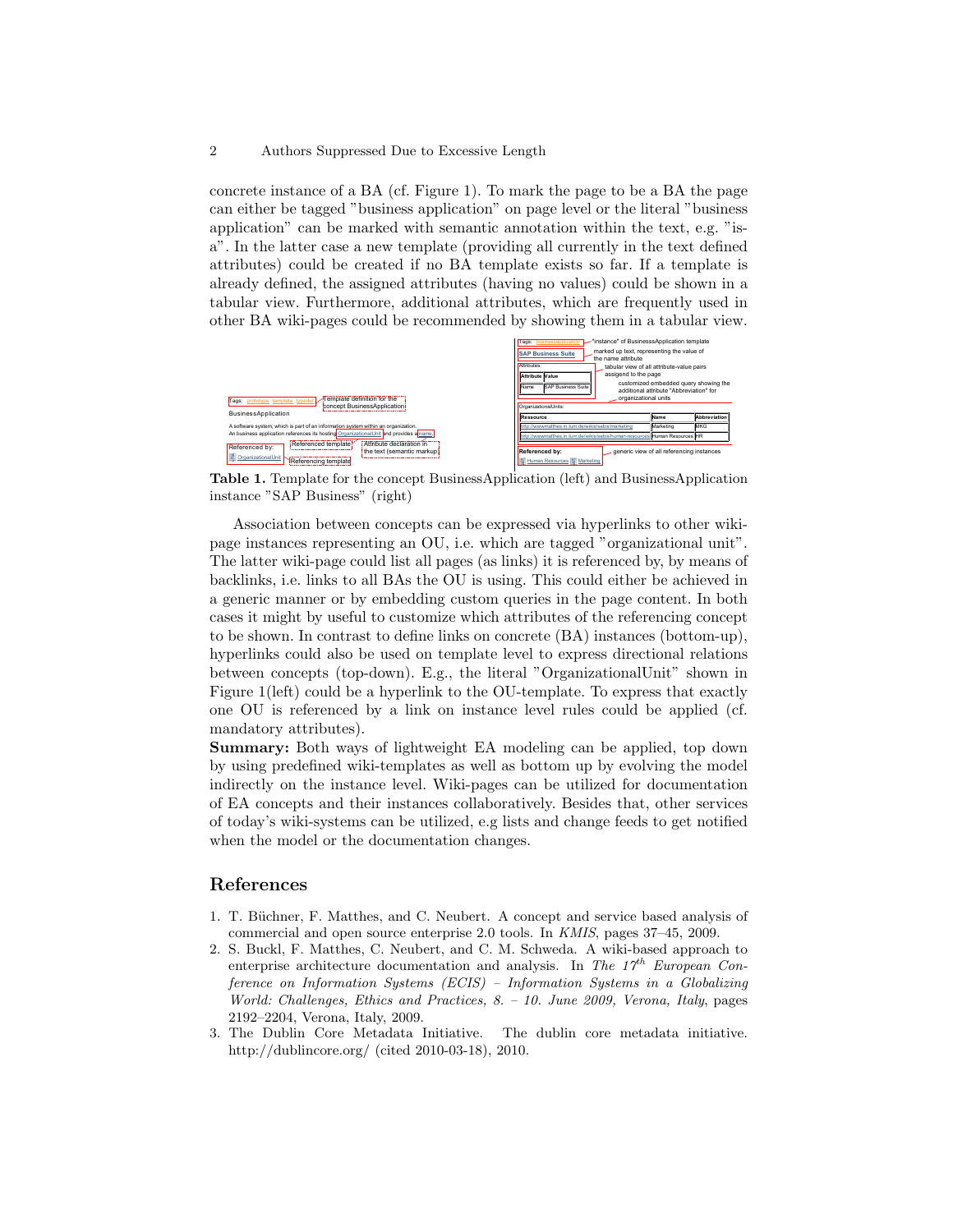concrete instance of a BA (cf. Figure 1). To mark the page to be a BA the page can either be tagged "business application" on page level or the literal "business application" can be marked with semantic annotation within the text, e.g. "is-a". In the latter case a new template (providing all currently in the text defined attributes) could be created if no BA template exists so far. If a template is already defined, the assigned attributes (having no values) could be shown in a tabular view. Furthermore, additional attributes, which are frequently used in other BA wiki-pages could be recommended by showing them in a tabular view.

Tags: prototype template typedef — Template definition for the concept BusinessApplication

BusinessApplication

A software system, which is part of an information system within an organization.
An business application references its hosting OrganizationalUnit and provides a name.

Referenced template

Attribute declaration in the text (semantic markup)

Referenced by:
OrganizationalUnit

Referencing template

Tags: businessapplication — "instance" of BusinessApplication template

SAP Business Suite — marked up text, representing the value of the name attribute

Attributes: — tabular view of all attribute-value pairs assigend to the page

| Attribute | Value |
|---|---|
| Name | SAP Business Suite |

customized embedded query showing the additional attribute "Abbreviation" for organizational units

OrganizationalUnits:

| Ressource | Name | Abbreviation |
|---|---|---|
| http://wwwmatthes.in.tum.de/wikis/sebis/marketing | Marketing | MKG |
| http://wwwmatthes.in.tum.de/wikis/sebis/human-resources | Human Resources | HR |

Referenced by: Human Resources Marketing — generic view of all referencing instances

**Table 1.** Template for the concept BusinessApplication (left) and BusinessApplication instance "SAP Business" (right)

Association between concepts can be expressed via hyperlinks to other wiki-page instances representing an OU, i.e. which are tagged "organizational unit". The latter wiki-page could list all pages (as links) it is referenced by, by means of backlinks, i.e. links to all BAs the OU is using. This could either be achieved in a generic manner or by embedding custom queries in the page content. In both cases it might by useful to customize which attributes of the referencing concept to be shown. In contrast to define links on concrete (BA) instances (bottom-up), hyperlinks could also be used on template level to express directional relations between concepts (top-down). E.g., the literal "OrganizationalUnit" shown in Figure 1(left) could be a hyperlink to the OU-template. To express that exactly one OU is referenced by a link on instance level rules could be applied (cf. mandatory attributes).

**Summary:** Both ways of lightweight EA modeling can be applied, top down by using predefined wiki-templates as well as bottom up by evolving the model indirectly on the instance level. Wiki-pages can be utilized for documentation of EA concepts and their instances collaboratively. Besides that, other services of today's wiki-systems can be utilized, e.g lists and change feeds to get notified when the model or the documentation changes.

## References

1. T. Büchner, F. Matthes, and C. Neubert. A concept and service based analysis of commercial and open source enterprise 2.0 tools. In *KMIS*, pages 37–45, 2009.
2. S. Buckl, F. Matthes, C. Neubert, and C. M. Schweda. A wiki-based approach to enterprise architecture documentation and analysis. In *The 17th European Conference on Information Systems (ECIS) – Information Systems in a Globalizing World: Challenges, Ethics and Practices, 8. – 10. June 2009, Verona, Italy*, pages 2192–2204, Verona, Italy, 2009.
3. The Dublin Core Metadata Initiative. The dublin core metadata initiative. http://dublincore.org/ (cited 2010-03-18), 2010.